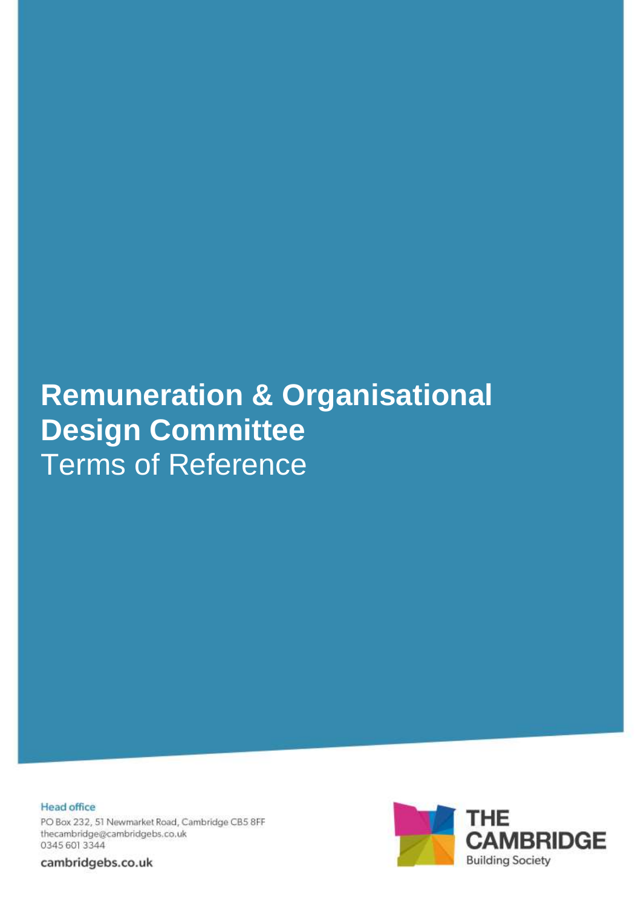# Remuneration & Organisational Design Committee

Terms of Reference

Head office

PO Box 232, 51 Newmarket Road, Cambridge CB5 8FF
thecambridge@cambridgebs.co.uk
0345 601 3344

cambridgebs.co.uk

THE CAMBRIDGE Building Society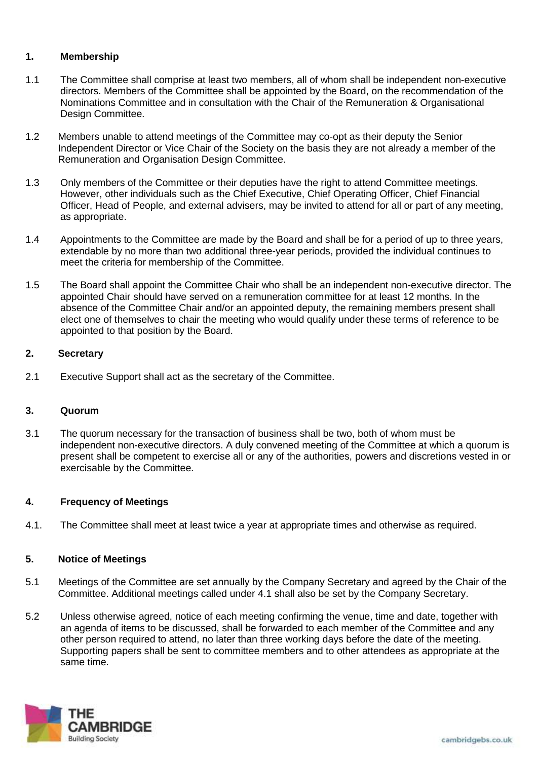## 1. Membership

1.1 The Committee shall comprise at least two members, all of whom shall be independent non-executive directors. Members of the Committee shall be appointed by the Board, on the recommendation of the Nominations Committee and in consultation with the Chair of the Remuneration & Organisational Design Committee.

1.2 Members unable to attend meetings of the Committee may co-opt as their deputy the Senior Independent Director or Vice Chair of the Society on the basis they are not already a member of the Remuneration and Organisation Design Committee.

1.3 Only members of the Committee or their deputies have the right to attend Committee meetings. However, other individuals such as the Chief Executive, Chief Operating Officer, Chief Financial Officer, Head of People, and external advisers, may be invited to attend for all or part of any meeting, as appropriate.

1.4 Appointments to the Committee are made by the Board and shall be for a period of up to three years, extendable by no more than two additional three-year periods, provided the individual continues to meet the criteria for membership of the Committee.

1.5 The Board shall appoint the Committee Chair who shall be an independent non-executive director. The appointed Chair should have served on a remuneration committee for at least 12 months. In the absence of the Committee Chair and/or an appointed deputy, the remaining members present shall elect one of themselves to chair the meeting who would qualify under these terms of reference to be appointed to that position by the Board.

## 2. Secretary

2.1 Executive Support shall act as the secretary of the Committee.

## 3. Quorum

3.1 The quorum necessary for the transaction of business shall be two, both of whom must be independent non-executive directors. A duly convened meeting of the Committee at which a quorum is present shall be competent to exercise all or any of the authorities, powers and discretions vested in or exercisable by the Committee.

## 4. Frequency of Meetings

4.1. The Committee shall meet at least twice a year at appropriate times and otherwise as required.

## 5. Notice of Meetings

5.1 Meetings of the Committee are set annually by the Company Secretary and agreed by the Chair of the Committee. Additional meetings called under 4.1 shall also be set by the Company Secretary.

5.2 Unless otherwise agreed, notice of each meeting confirming the venue, time and date, together with an agenda of items to be discussed, shall be forwarded to each member of the Committee and any other person required to attend, no later than three working days before the date of the meeting. Supporting papers shall be sent to committee members and to other attendees as appropriate at the same time.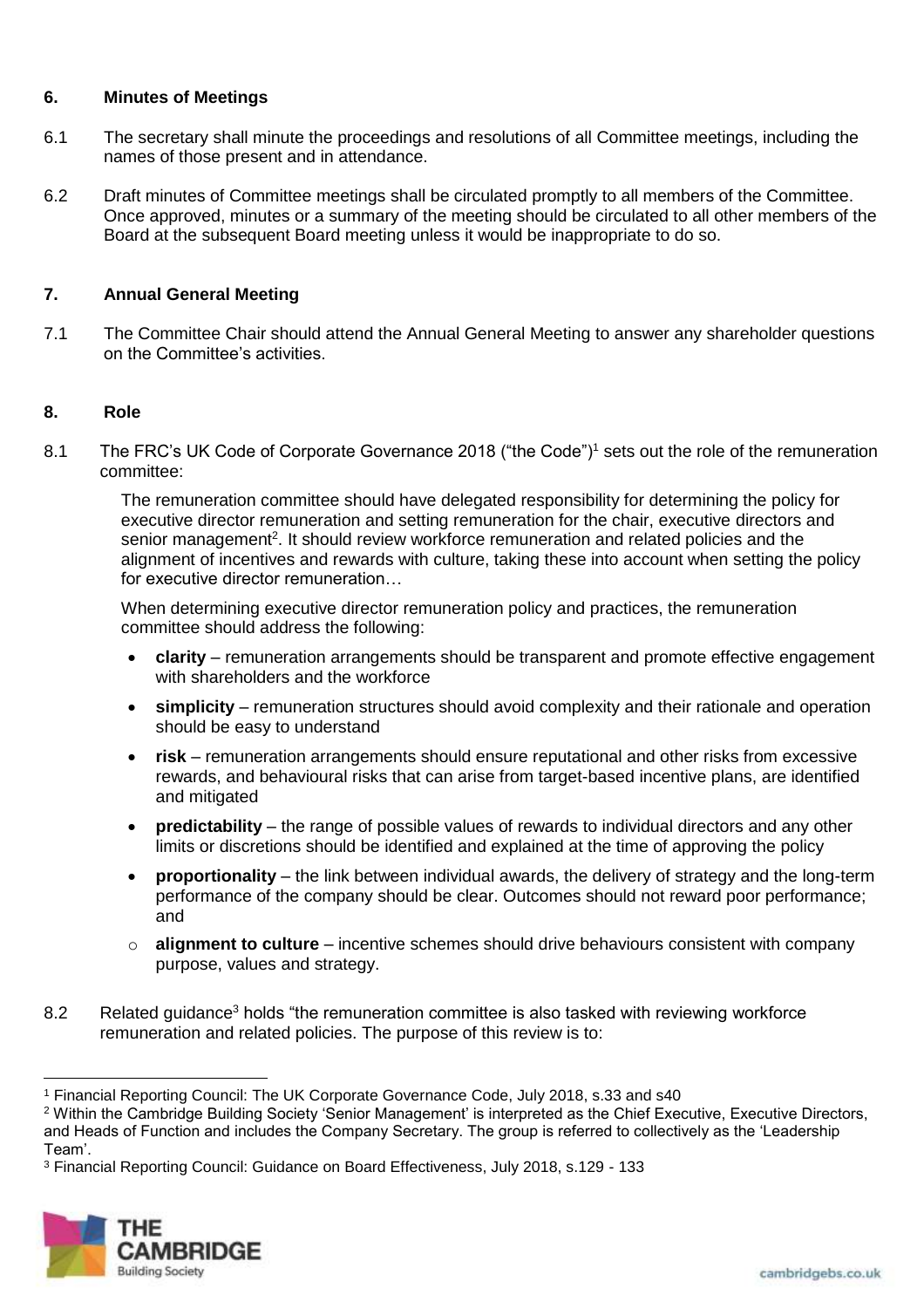## 6. Minutes of Meetings

6.1 The secretary shall minute the proceedings and resolutions of all Committee meetings, including the names of those present and in attendance.

6.2 Draft minutes of Committee meetings shall be circulated promptly to all members of the Committee. Once approved, minutes or a summary of the meeting should be circulated to all other members of the Board at the subsequent Board meeting unless it would be inappropriate to do so.

## 7. Annual General Meeting

7.1 The Committee Chair should attend the Annual General Meeting to answer any shareholder questions on the Committee's activities.

## 8. Role

8.1 The FRC's UK Code of Corporate Governance 2018 ("the Code")[1] sets out the role of the remuneration committee:

> The remuneration committee should have delegated responsibility for determining the policy for executive director remuneration and setting remuneration for the chair, executive directors and senior management[2]. It should review workforce remuneration and related policies and the alignment of incentives and rewards with culture, taking these into account when setting the policy for executive director remuneration…
>
> When determining executive director remuneration policy and practices, the remuneration committee should address the following:
>
> - **clarity** – remuneration arrangements should be transparent and promote effective engagement with shareholders and the workforce
> - **simplicity** – remuneration structures should avoid complexity and their rationale and operation should be easy to understand
> - **risk** – remuneration arrangements should ensure reputational and other risks from excessive rewards, and behavioural risks that can arise from target-based incentive plans, are identified and mitigated
> - **predictability** – the range of possible values of rewards to individual directors and any other limits or discretions should be identified and explained at the time of approving the policy
> - **proportionality** – the link between individual awards, the delivery of strategy and the long-term performance of the company should be clear. Outcomes should not reward poor performance; and
> - **alignment to culture** – incentive schemes should drive behaviours consistent with company purpose, values and strategy.

8.2 Related guidance[3] holds "the remuneration committee is also tasked with reviewing workforce remuneration and related policies. The purpose of this review is to:

---

[1] Financial Reporting Council: The UK Corporate Governance Code, July 2018, s.33 and s40

[2] Within the Cambridge Building Society 'Senior Management' is interpreted as the Chief Executive, Executive Directors, and Heads of Function and includes the Company Secretary. The group is referred to collectively as the 'Leadership Team'.

[3] Financial Reporting Council: Guidance on Board Effectiveness, July 2018, s.129 - 133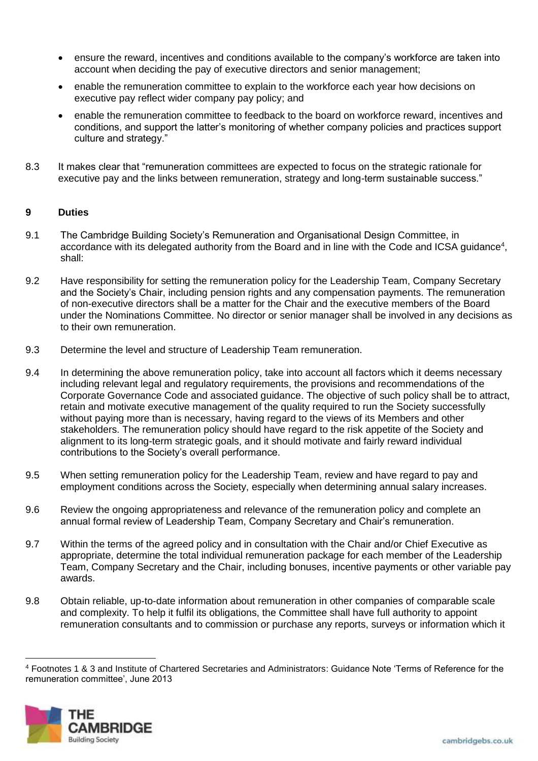- ensure the reward, incentives and conditions available to the company's workforce are taken into account when deciding the pay of executive directors and senior management;
- enable the remuneration committee to explain to the workforce each year how decisions on executive pay reflect wider company pay policy; and
- enable the remuneration committee to feedback to the board on workforce reward, incentives and conditions, and support the latter's monitoring of whether company policies and practices support culture and strategy."

8.3 It makes clear that "remuneration committees are expected to focus on the strategic rationale for executive pay and the links between remuneration, strategy and long-term sustainable success."

## 9 Duties

9.1 The Cambridge Building Society's Remuneration and Organisational Design Committee, in accordance with its delegated authority from the Board and in line with the Code and ICSA guidance[4], shall:

9.2 Have responsibility for setting the remuneration policy for the Leadership Team, Company Secretary and the Society's Chair, including pension rights and any compensation payments. The remuneration of non-executive directors shall be a matter for the Chair and the executive members of the Board under the Nominations Committee. No director or senior manager shall be involved in any decisions as to their own remuneration.

9.3 Determine the level and structure of Leadership Team remuneration.

9.4 In determining the above remuneration policy, take into account all factors which it deems necessary including relevant legal and regulatory requirements, the provisions and recommendations of the Corporate Governance Code and associated guidance. The objective of such policy shall be to attract, retain and motivate executive management of the quality required to run the Society successfully without paying more than is necessary, having regard to the views of its Members and other stakeholders. The remuneration policy should have regard to the risk appetite of the Society and alignment to its long-term strategic goals, and it should motivate and fairly reward individual contributions to the Society's overall performance.

9.5 When setting remuneration policy for the Leadership Team, review and have regard to pay and employment conditions across the Society, especially when determining annual salary increases.

9.6 Review the ongoing appropriateness and relevance of the remuneration policy and complete an annual formal review of Leadership Team, Company Secretary and Chair's remuneration.

9.7 Within the terms of the agreed policy and in consultation with the Chair and/or Chief Executive as appropriate, determine the total individual remuneration package for each member of the Leadership Team, Company Secretary and the Chair, including bonuses, incentive payments or other variable pay awards.

9.8 Obtain reliable, up-to-date information about remuneration in other companies of comparable scale and complexity. To help it fulfil its obligations, the Committee shall have full authority to appoint remuneration consultants and to commission or purchase any reports, surveys or information which it

[4] Footnotes 1 & 3 and Institute of Chartered Secretaries and Administrators: Guidance Note 'Terms of Reference for the remuneration committee', June 2013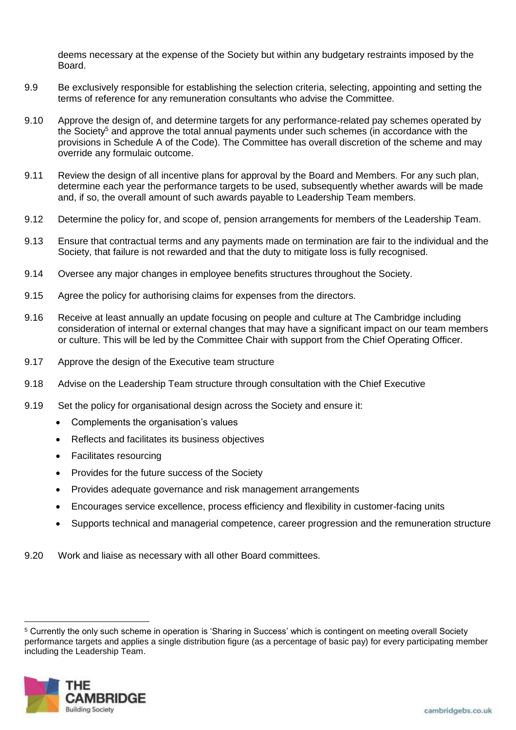deems necessary at the expense of the Society but within any budgetary restraints imposed by the Board.

9.9 Be exclusively responsible for establishing the selection criteria, selecting, appointing and setting the terms of reference for any remuneration consultants who advise the Committee.

9.10 Approve the design of, and determine targets for any performance-related pay schemes operated by the Society[5] and approve the total annual payments under such schemes (in accordance with the provisions in Schedule A of the Code). The Committee has overall discretion of the scheme and may override any formulaic outcome.

9.11 Review the design of all incentive plans for approval by the Board and Members. For any such plan, determine each year the performance targets to be used, subsequently whether awards will be made and, if so, the overall amount of such awards payable to Leadership Team members.

9.12 Determine the policy for, and scope of, pension arrangements for members of the Leadership Team.

9.13 Ensure that contractual terms and any payments made on termination are fair to the individual and the Society, that failure is not rewarded and that the duty to mitigate loss is fully recognised.

9.14 Oversee any major changes in employee benefits structures throughout the Society.

9.15 Agree the policy for authorising claims for expenses from the directors.

9.16 Receive at least annually an update focusing on people and culture at The Cambridge including consideration of internal or external changes that may have a significant impact on our team members or culture. This will be led by the Committee Chair with support from the Chief Operating Officer.

9.17 Approve the design of the Executive team structure

9.18 Advise on the Leadership Team structure through consultation with the Chief Executive

9.19 Set the policy for organisational design across the Society and ensure it:

- Complements the organisation's values
- Reflects and facilitates its business objectives
- Facilitates resourcing
- Provides for the future success of the Society
- Provides adequate governance and risk management arrangements
- Encourages service excellence, process efficiency and flexibility in customer-facing units
- Supports technical and managerial competence, career progression and the remuneration structure

9.20 Work and liaise as necessary with all other Board committees.

---

[5] Currently the only such scheme in operation is 'Sharing in Success' which is contingent on meeting overall Society performance targets and applies a single distribution figure (as a percentage of basic pay) for every participating member including the Leadership Team.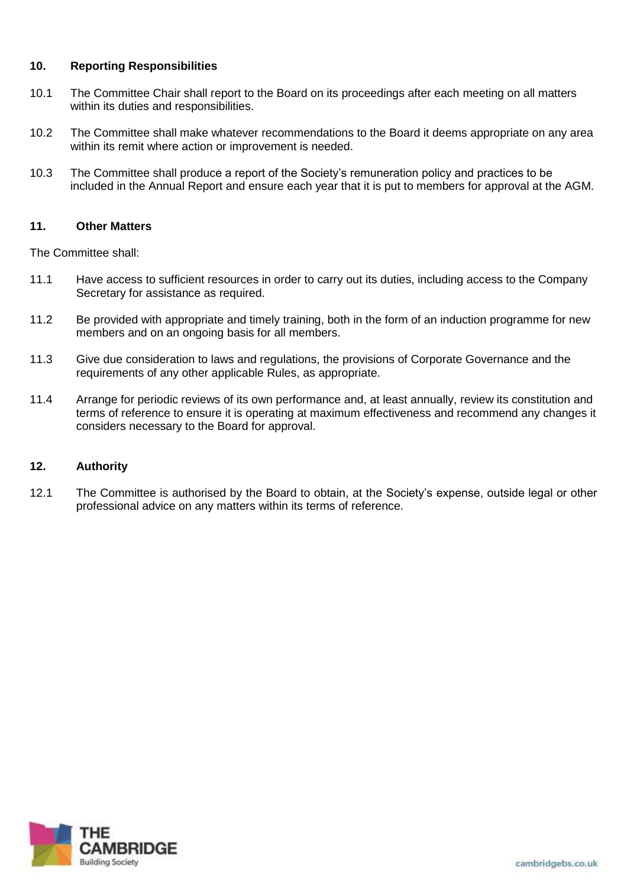## 10. Reporting Responsibilities

10.1 The Committee Chair shall report to the Board on its proceedings after each meeting on all matters within its duties and responsibilities.

10.2 The Committee shall make whatever recommendations to the Board it deems appropriate on any area within its remit where action or improvement is needed.

10.3 The Committee shall produce a report of the Society's remuneration policy and practices to be included in the Annual Report and ensure each year that it is put to members for approval at the AGM.

## 11. Other Matters

The Committee shall:

11.1 Have access to sufficient resources in order to carry out its duties, including access to the Company Secretary for assistance as required.

11.2 Be provided with appropriate and timely training, both in the form of an induction programme for new members and on an ongoing basis for all members.

11.3 Give due consideration to laws and regulations, the provisions of Corporate Governance and the requirements of any other applicable Rules, as appropriate.

11.4 Arrange for periodic reviews of its own performance and, at least annually, review its constitution and terms of reference to ensure it is operating at maximum effectiveness and recommend any changes it considers necessary to the Board for approval.

## 12. Authority

12.1 The Committee is authorised by the Board to obtain, at the Society's expense, outside legal or other professional advice on any matters within its terms of reference.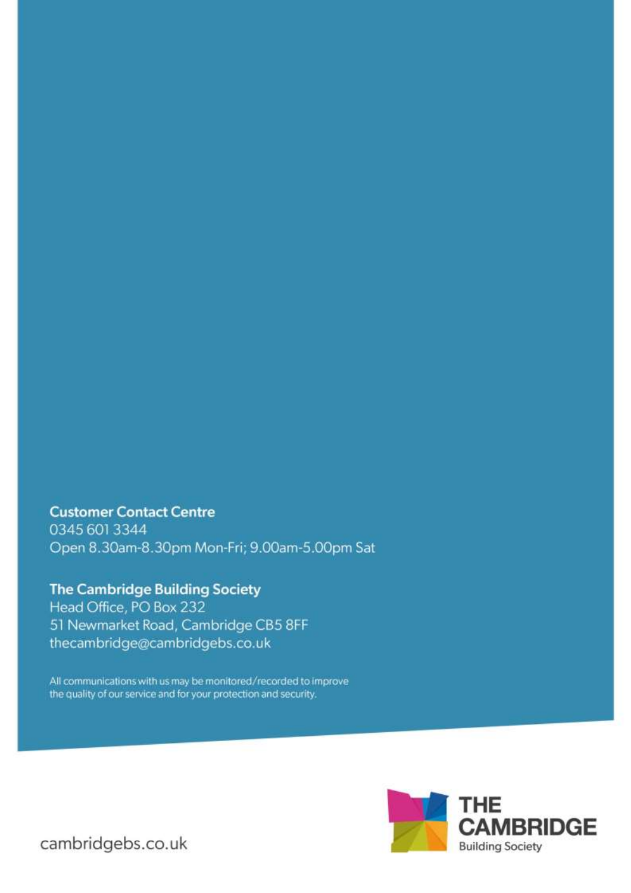**Customer Contact Centre**
0345 601 3344
Open 8.30am-8.30pm Mon-Fri; 9.00am-5.00pm Sat

**The Cambridge Building Society**
Head Office, PO Box 232
51 Newmarket Road, Cambridge CB5 8FF
thecambridge@cambridgebs.co.uk

All communications with us may be monitored/recorded to improve the quality of our service and for your protection and security.

cambridgebs.co.uk

THE CAMBRIDGE
Building Society